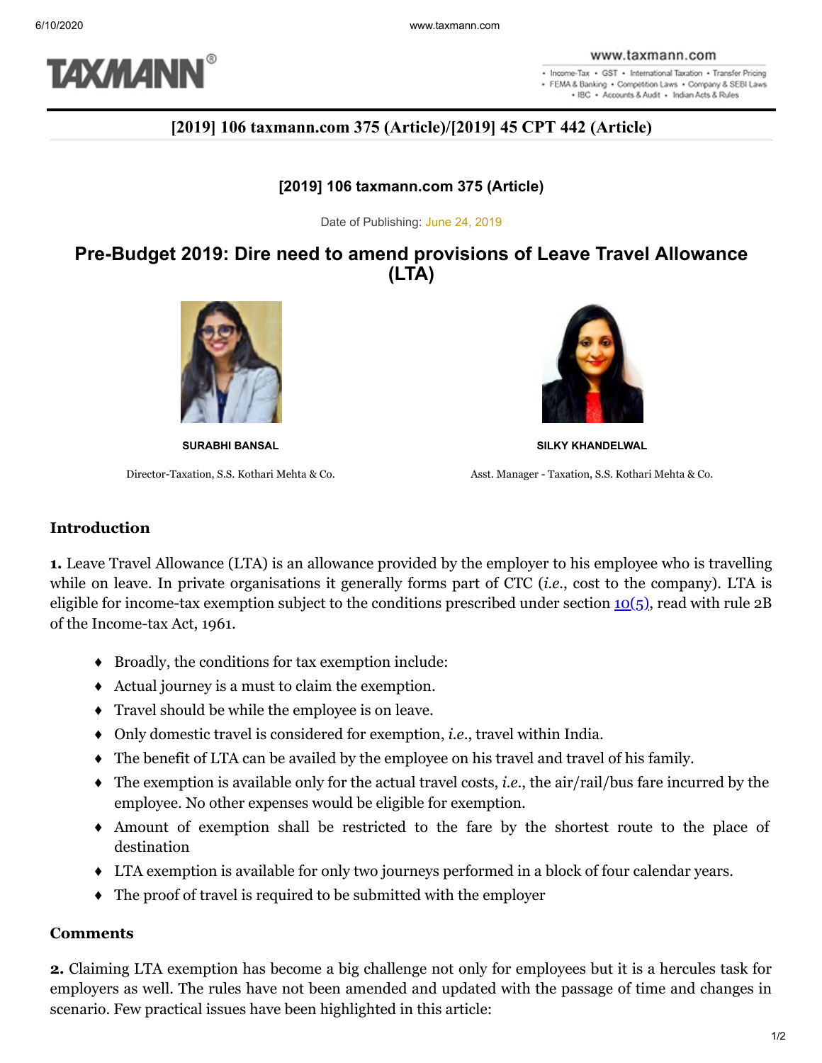**[2019] 106 taxmann.com 375 (Article)/[2019] 45 CPT 442 (Article)**

**[2019] 106 taxmann.com 375 (Article)**

Date of Publishing: June 24, 2019

# Pre-Budget 2019: Dire need to amend provisions of Leave Travel Allowance (LTA)

**SURABHI BANSAL**

Director-Taxation, S.S. Kothari Mehta & Co.

**SILKY KHANDELWAL**

Asst. Manager - Taxation, S.S. Kothari Mehta & Co.

### Introduction

**1.** Leave Travel Allowance (LTA) is an allowance provided by the employer to his employee who is travelling while on leave. In private organisations it generally forms part of CTC (*i.e.*, cost to the company). LTA is eligible for income-tax exemption subject to the conditions prescribed under section 10(5), read with rule 2B of the Income-tax Act, 1961.

- Broadly, the conditions for tax exemption include:
- Actual journey is a must to claim the exemption.
- Travel should be while the employee is on leave.
- Only domestic travel is considered for exemption, *i.e.*, travel within India.
- The benefit of LTA can be availed by the employee on his travel and travel of his family.
- The exemption is available only for the actual travel costs, *i.e.*, the air/rail/bus fare incurred by the employee. No other expenses would be eligible for exemption.
- Amount of exemption shall be restricted to the fare by the shortest route to the place of destination
- LTA exemption is available for only two journeys performed in a block of four calendar years.
- The proof of travel is required to be submitted with the employer

### Comments

**2.** Claiming LTA exemption has become a big challenge not only for employees but it is a hercules task for employers as well. The rules have not been amended and updated with the passage of time and changes in scenario. Few practical issues have been highlighted in this article: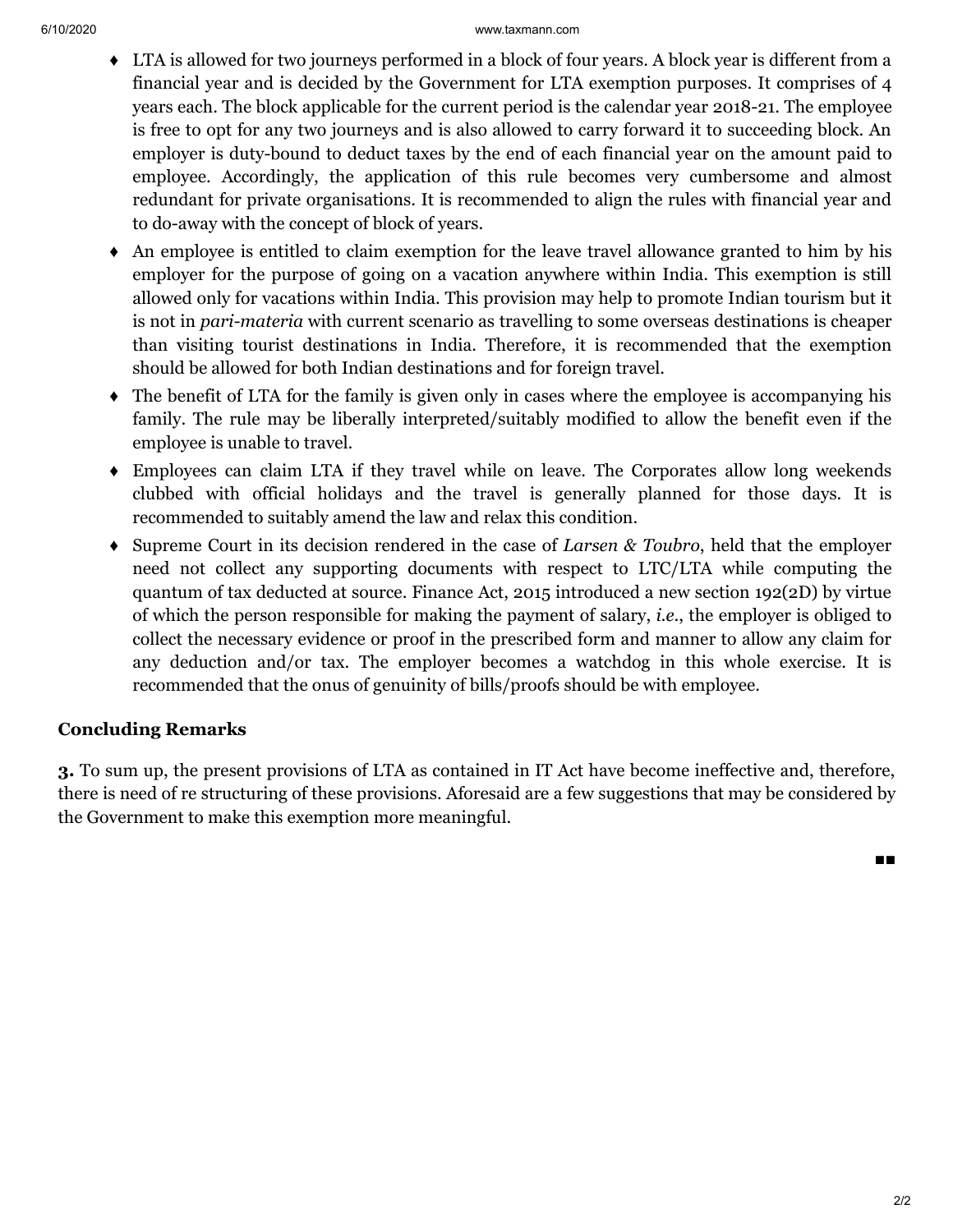- LTA is allowed for two journeys performed in a block of four years. A block year is different from a financial year and is decided by the Government for LTA exemption purposes. It comprises of 4 years each. The block applicable for the current period is the calendar year 2018-21. The employee is free to opt for any two journeys and is also allowed to carry forward it to succeeding block. An employer is duty-bound to deduct taxes by the end of each financial year on the amount paid to employee. Accordingly, the application of this rule becomes very cumbersome and almost redundant for private organisations. It is recommended to align the rules with financial year and to do-away with the concept of block of years.
- An employee is entitled to claim exemption for the leave travel allowance granted to him by his employer for the purpose of going on a vacation anywhere within India. This exemption is still allowed only for vacations within India. This provision may help to promote Indian tourism but it is not in *pari-materia* with current scenario as travelling to some overseas destinations is cheaper than visiting tourist destinations in India. Therefore, it is recommended that the exemption should be allowed for both Indian destinations and for foreign travel.
- The benefit of LTA for the family is given only in cases where the employee is accompanying his family. The rule may be liberally interpreted/suitably modified to allow the benefit even if the employee is unable to travel.
- Employees can claim LTA if they travel while on leave. The Corporates allow long weekends clubbed with official holidays and the travel is generally planned for those days. It is recommended to suitably amend the law and relax this condition.
- Supreme Court in its decision rendered in the case of *Larsen & Toubro*, held that the employer need not collect any supporting documents with respect to LTC/LTA while computing the quantum of tax deducted at source. Finance Act, 2015 introduced a new section 192(2D) by virtue of which the person responsible for making the payment of salary, *i.e.*, the employer is obliged to collect the necessary evidence or proof in the prescribed form and manner to allow any claim for any deduction and/or tax. The employer becomes a watchdog in this whole exercise. It is recommended that the onus of genuinity of bills/proofs should be with employee.

## Concluding Remarks

**3.** To sum up, the present provisions of LTA as contained in IT Act have become ineffective and, therefore, there is need of re structuring of these provisions. Aforesaid are a few suggestions that may be considered by the Government to make this exemption more meaningful.

■■